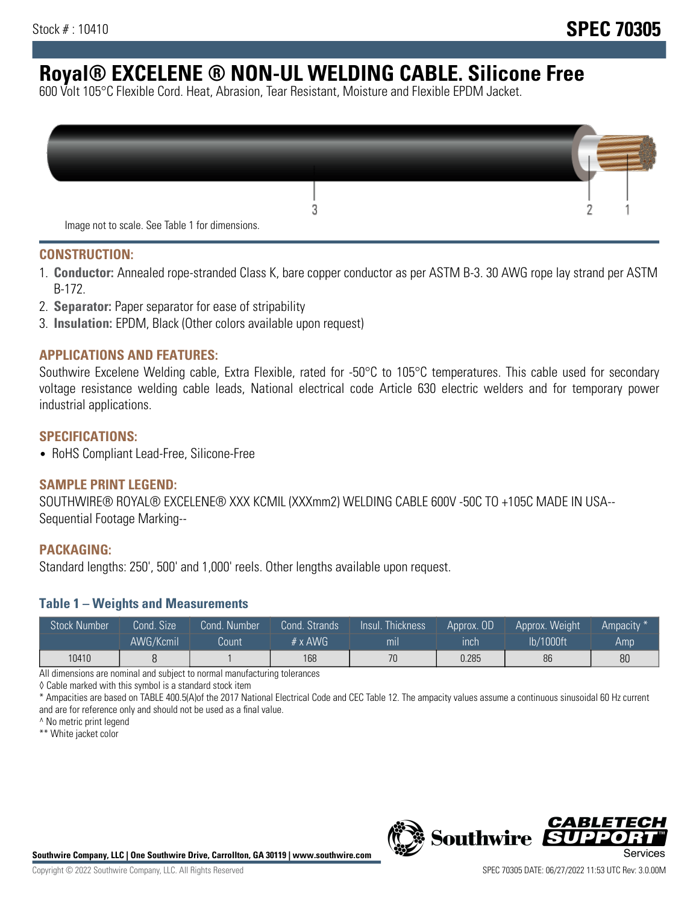Stock # : 10410

# SPEC 70305

# Royal® EXCELENE ® NON-UL WELDING CABLE. Silicone Free

600 Volt 105°C Flexible Cord. Heat, Abrasion, Tear Resistant, Moisture and Flexible EPDM Jacket.

Image not to scale. See Table 1 for dimensions.

## CONSTRUCTION:

1. **Conductor:** Annealed rope-stranded Class K, bare copper conductor as per ASTM B-3. 30 AWG rope lay strand per ASTM B-172.
2. **Separator:** Paper separator for ease of stripability
3. **Insulation:** EPDM, Black (Other colors available upon request)

## APPLICATIONS AND FEATURES:

Southwire Excelene Welding cable, Extra Flexible, rated for -50°C to 105°C temperatures. This cable used for secondary voltage resistance welding cable leads, National electrical code Article 630 electric welders and for temporary power industrial applications.

## SPECIFICATIONS:

- RoHS Compliant Lead-Free, Silicone-Free

## SAMPLE PRINT LEGEND:

SOUTHWIRE® ROYAL® EXCELENE® XXX KCMIL (XXXmm2) WELDING CABLE 600V -50C TO +105C MADE IN USA-- Sequential Footage Marking--

## PACKAGING:

Standard lengths: 250', 500' and 1,000' reels. Other lengths available upon request.

### Table 1 – Weights and Measurements

| Stock Number | Cond. Size | Cond. Number | Cond. Strands | Insul. Thickness | Approx. OD | Approx. Weight | Ampacity * |
|---|---|---|---|---|---|---|---|
| | AWG/Kcmil | Count | # x AWG | mil | inch | lb/1000ft | Amp |
| 10410 | 8 | 1 | 168 | 70 | 0.285 | 86 | 80 |

All dimensions are nominal and subject to normal manufacturing tolerances

◊ Cable marked with this symbol is a standard stock item

* Ampacities are based on TABLE 400.5(A)of the 2017 National Electrical Code and CEC Table 12. The ampacity values assume a continuous sinusoidal 60 Hz current and are for reference only and should not be used as a final value.

^ No metric print legend

** White jacket color

Southwire Company, LLC | One Southwire Drive, Carrollton, GA 30119 | www.southwire.com

Copyright © 2022 Southwire Company, LLC. All Rights Reserved

SPEC 70305 DATE: 06/27/2022 11:53 UTC Rev: 3.0.00M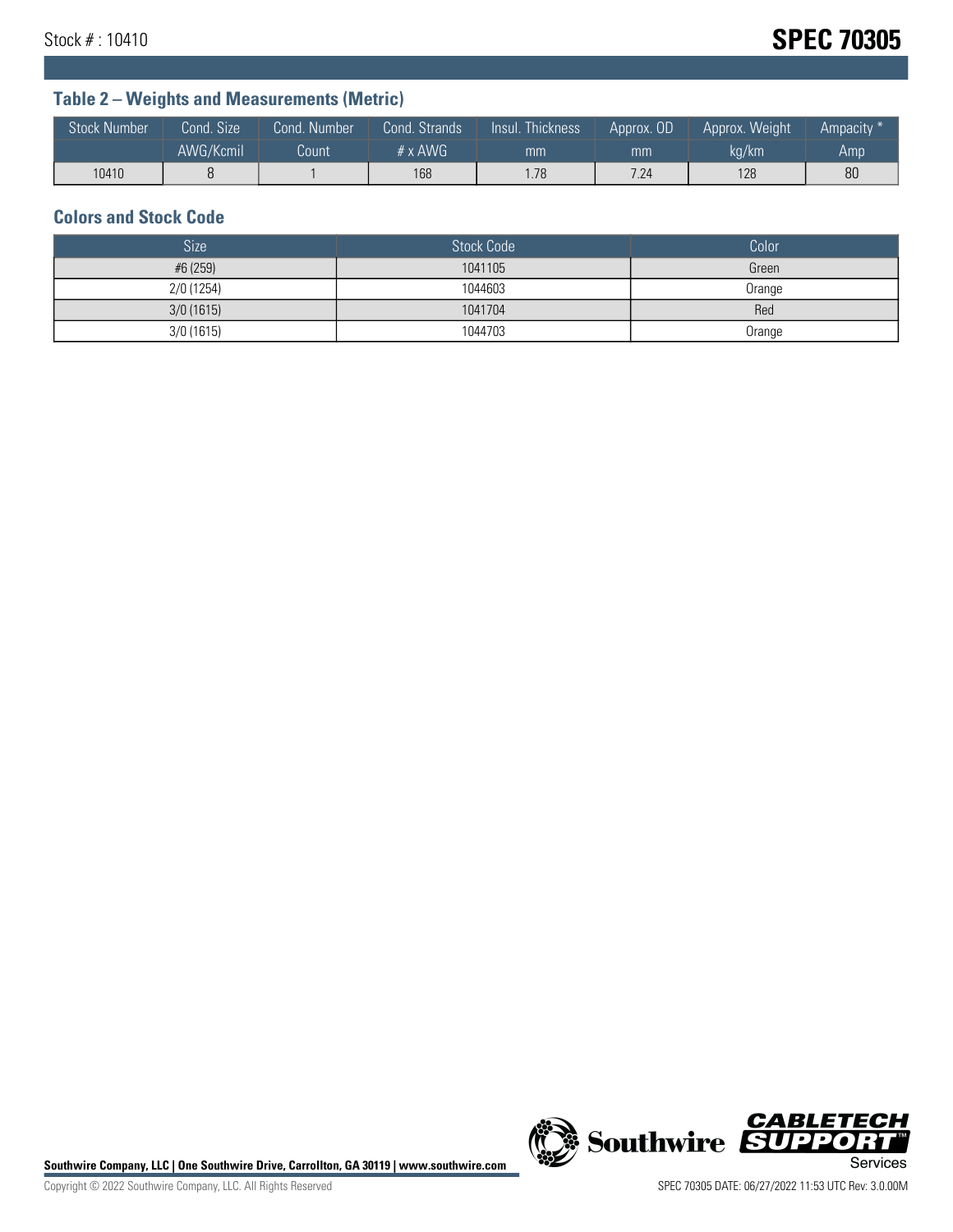## Table 2 – Weights and Measurements (Metric)

| Stock Number | Cond. Size | Cond. Number | Cond. Strands | Insul. Thickness | Approx. OD | Approx. Weight | Ampacity * |
|---|---|---|---|---|---|---|---|
| | AWG/Kcmil | Count | # x AWG | mm | mm | kg/km | Amp |
| 10410 | 8 | 1 | 168 | 1.78 | 7.24 | 128 | 80 |

## Colors and Stock Code

| Size | Stock Code | Color |
|---|---|---|
| #6 (259) | 1041105 | Green |
| 2/0 (1254) | 1044603 | Orange |
| 3/0 (1615) | 1041704 | Red |
| 3/0 (1615) | 1044703 | Orange |

**Southwire Company, LLC | One Southwire Drive, Carrollton, GA 30119 | www.southwire.com**

Copyright © 2022 Southwire Company, LLC. All Rights Reserved

SPEC 70305 DATE: 06/27/2022 11:53 UTC Rev: 3.0.00M